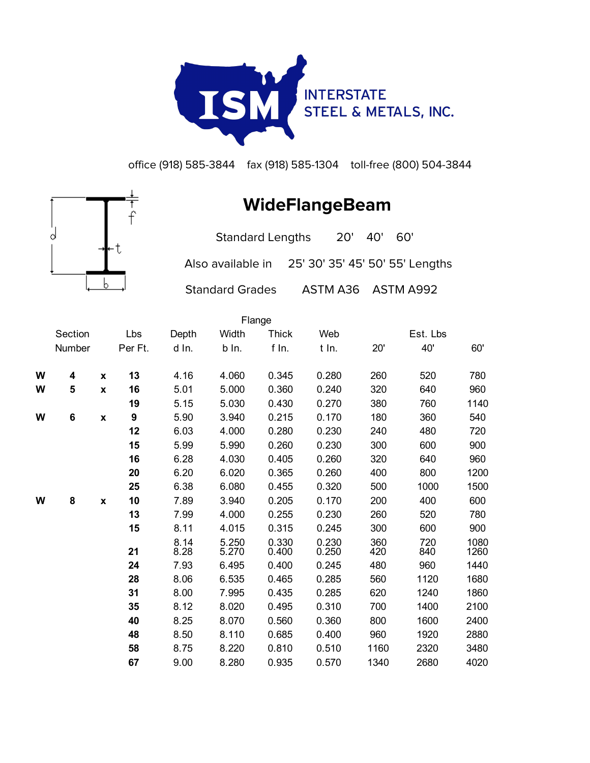ISM INTERSTATE STEEL & METALS, INC.

office (918) 585-3844 fax (918) 585-1304 toll-free (800) 504-3844

# WideFlangeBeam

Standard Lengths 20' 40' 60'

Also available in 25' 30' 35' 45' 50' 55' Lengths

Standard Grades ASTM A36 ASTM A992

| | Section Number | | Lbs Per Ft. | Depth d In. | Flange Width b In. | Flange Thick f In. | Web t In. | Est. Lbs 20' | Est. Lbs 40' | Est. Lbs 60' |
|---|---|---|---|---|---|---|---|---|---|---|
| **W** | **4** | **x** | **13** | 4.16 | 4.060 | 0.345 | 0.280 | 260 | 520 | 780 |
| **W** | **5** | **x** | **16** | 5.01 | 5.000 | 0.360 | 0.240 | 320 | 640 | 960 |
| | | | **19** | 5.15 | 5.030 | 0.430 | 0.270 | 380 | 760 | 1140 |
| **W** | **6** | **x** | **9** | 5.90 | 3.940 | 0.215 | 0.170 | 180 | 360 | 540 |
| | | | **12** | 6.03 | 4.000 | 0.280 | 0.230 | 240 | 480 | 720 |
| | | | **15** | 5.99 | 5.990 | 0.260 | 0.230 | 300 | 600 | 900 |
| | | | **16** | 6.28 | 4.030 | 0.405 | 0.260 | 320 | 640 | 960 |
| | | | **20** | 6.20 | 6.020 | 0.365 | 0.260 | 400 | 800 | 1200 |
| | | | **25** | 6.38 | 6.080 | 0.455 | 0.320 | 500 | 1000 | 1500 |
| **W** | **8** | **x** | **10** | 7.89 | 3.940 | 0.205 | 0.170 | 200 | 400 | 600 |
| | | | **13** | 7.99 | 4.000 | 0.255 | 0.230 | 260 | 520 | 780 |
| | | | **15** | 8.11 | 4.015 | 0.315 | 0.245 | 300 | 600 | 900 |
| | | | | 8.14 | 5.250 | 0.330 | 0.230 | 360 | 720 | 1080 |
| | | | **21** | 8.28 | 5.270 | 0.400 | 0.250 | 420 | 840 | 1260 |
| | | | **24** | 7.93 | 6.495 | 0.400 | 0.245 | 480 | 960 | 1440 |
| | | | **28** | 8.06 | 6.535 | 0.465 | 0.285 | 560 | 1120 | 1680 |
| | | | **31** | 8.00 | 7.995 | 0.435 | 0.285 | 620 | 1240 | 1860 |
| | | | **35** | 8.12 | 8.020 | 0.495 | 0.310 | 700 | 1400 | 2100 |
| | | | **40** | 8.25 | 8.070 | 0.560 | 0.360 | 800 | 1600 | 2400 |
| | | | **48** | 8.50 | 8.110 | 0.685 | 0.400 | 960 | 1920 | 2880 |
| | | | **58** | 8.75 | 8.220 | 0.810 | 0.510 | 1160 | 2320 | 3480 |
| | | | **67** | 9.00 | 8.280 | 0.935 | 0.570 | 1340 | 2680 | 4020 |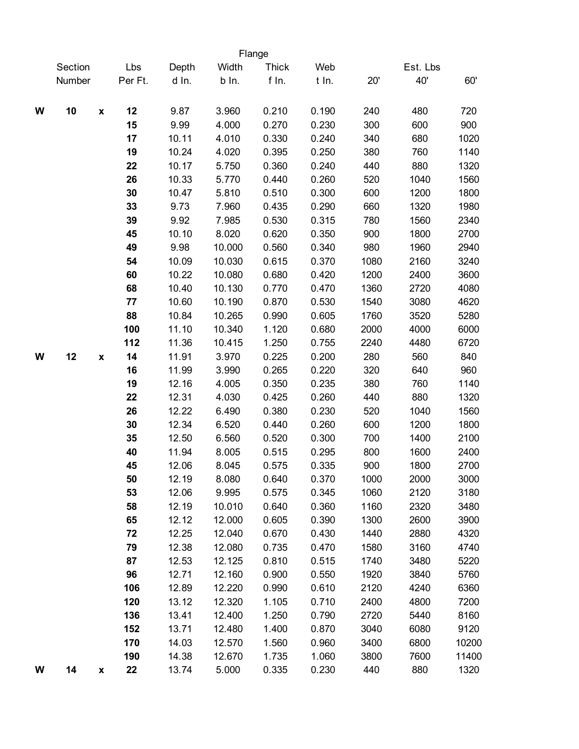| Section Number | | | Lbs Per Ft. | Depth d In. | Flange Width b In. | Flange Thick f In. | Web t In. | Est. Lbs 20' | Est. Lbs 40' | Est. Lbs 60' |
|---|---|---|---|---|---|---|---|---|---|---|
| **W** | **10** | **x** | **12** | 9.87 | 3.960 | 0.210 | 0.190 | 240 | 480 | 720 |
| | | | **15** | 9.99 | 4.000 | 0.270 | 0.230 | 300 | 600 | 900 |
| | | | **17** | 10.11 | 4.010 | 0.330 | 0.240 | 340 | 680 | 1020 |
| | | | **19** | 10.24 | 4.020 | 0.395 | 0.250 | 380 | 760 | 1140 |
| | | | **22** | 10.17 | 5.750 | 0.360 | 0.240 | 440 | 880 | 1320 |
| | | | **26** | 10.33 | 5.770 | 0.440 | 0.260 | 520 | 1040 | 1560 |
| | | | **30** | 10.47 | 5.810 | 0.510 | 0.300 | 600 | 1200 | 1800 |
| | | | **33** | 9.73 | 7.960 | 0.435 | 0.290 | 660 | 1320 | 1980 |
| | | | **39** | 9.92 | 7.985 | 0.530 | 0.315 | 780 | 1560 | 2340 |
| | | | **45** | 10.10 | 8.020 | 0.620 | 0.350 | 900 | 1800 | 2700 |
| | | | **49** | 9.98 | 10.000 | 0.560 | 0.340 | 980 | 1960 | 2940 |
| | | | **54** | 10.09 | 10.030 | 0.615 | 0.370 | 1080 | 2160 | 3240 |
| | | | **60** | 10.22 | 10.080 | 0.680 | 0.420 | 1200 | 2400 | 3600 |
| | | | **68** | 10.40 | 10.130 | 0.770 | 0.470 | 1360 | 2720 | 4080 |
| | | | **77** | 10.60 | 10.190 | 0.870 | 0.530 | 1540 | 3080 | 4620 |
| | | | **88** | 10.84 | 10.265 | 0.990 | 0.605 | 1760 | 3520 | 5280 |
| | | | **100** | 11.10 | 10.340 | 1.120 | 0.680 | 2000 | 4000 | 6000 |
| | | | **112** | 11.36 | 10.415 | 1.250 | 0.755 | 2240 | 4480 | 6720 |
| **W** | **12** | **x** | **14** | 11.91 | 3.970 | 0.225 | 0.200 | 280 | 560 | 840 |
| | | | **16** | 11.99 | 3.990 | 0.265 | 0.220 | 320 | 640 | 960 |
| | | | **19** | 12.16 | 4.005 | 0.350 | 0.235 | 380 | 760 | 1140 |
| | | | **22** | 12.31 | 4.030 | 0.425 | 0.260 | 440 | 880 | 1320 |
| | | | **26** | 12.22 | 6.490 | 0.380 | 0.230 | 520 | 1040 | 1560 |
| | | | **30** | 12.34 | 6.520 | 0.440 | 0.260 | 600 | 1200 | 1800 |
| | | | **35** | 12.50 | 6.560 | 0.520 | 0.300 | 700 | 1400 | 2100 |
| | | | **40** | 11.94 | 8.005 | 0.515 | 0.295 | 800 | 1600 | 2400 |
| | | | **45** | 12.06 | 8.045 | 0.575 | 0.335 | 900 | 1800 | 2700 |
| | | | **50** | 12.19 | 8.080 | 0.640 | 0.370 | 1000 | 2000 | 3000 |
| | | | **53** | 12.06 | 9.995 | 0.575 | 0.345 | 1060 | 2120 | 3180 |
| | | | **58** | 12.19 | 10.010 | 0.640 | 0.360 | 1160 | 2320 | 3480 |
| | | | **65** | 12.12 | 12.000 | 0.605 | 0.390 | 1300 | 2600 | 3900 |
| | | | **72** | 12.25 | 12.040 | 0.670 | 0.430 | 1440 | 2880 | 4320 |
| | | | **79** | 12.38 | 12.080 | 0.735 | 0.470 | 1580 | 3160 | 4740 |
| | | | **87** | 12.53 | 12.125 | 0.810 | 0.515 | 1740 | 3480 | 5220 |
| | | | **96** | 12.71 | 12.160 | 0.900 | 0.550 | 1920 | 3840 | 5760 |
| | | | **106** | 12.89 | 12.220 | 0.990 | 0.610 | 2120 | 4240 | 6360 |
| | | | **120** | 13.12 | 12.320 | 1.105 | 0.710 | 2400 | 4800 | 7200 |
| | | | **136** | 13.41 | 12.400 | 1.250 | 0.790 | 2720 | 5440 | 8160 |
| | | | **152** | 13.71 | 12.480 | 1.400 | 0.870 | 3040 | 6080 | 9120 |
| | | | **170** | 14.03 | 12.570 | 1.560 | 0.960 | 3400 | 6800 | 10200 |
| | | | **190** | 14.38 | 12.670 | 1.735 | 1.060 | 3800 | 7600 | 11400 |
| **W** | **14** | **x** | **22** | 13.74 | 5.000 | 0.335 | 0.230 | 440 | 880 | 1320 |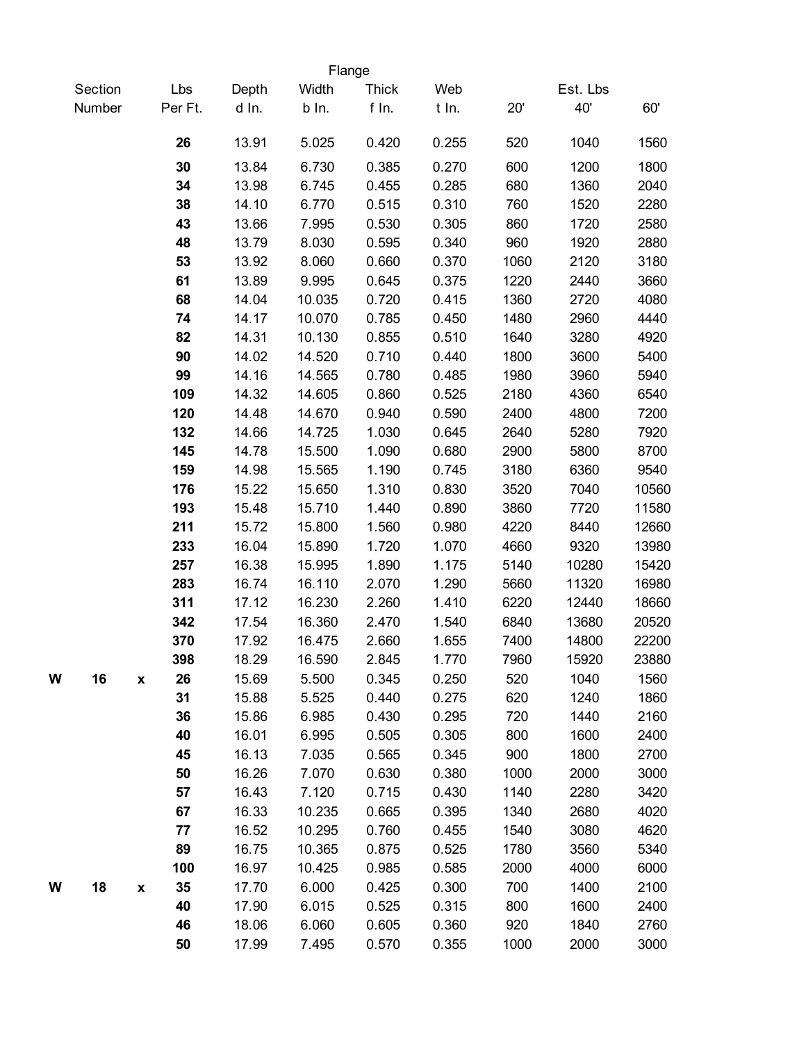| Section Number | | | Lbs Per Ft. | Depth d In. | Flange Width b In. | Flange Thick f In. | Web t In. | Est. Lbs 20' | Est. Lbs 40' | Est. Lbs 60' |
|---|---|---|---|---|---|---|---|---|---|---|
| | | | **26** | 13.91 | 5.025 | 0.420 | 0.255 | 520 | 1040 | 1560 |
| | | | **30** | 13.84 | 6.730 | 0.385 | 0.270 | 600 | 1200 | 1800 |
| | | | **34** | 13.98 | 6.745 | 0.455 | 0.285 | 680 | 1360 | 2040 |
| | | | **38** | 14.10 | 6.770 | 0.515 | 0.310 | 760 | 1520 | 2280 |
| | | | **43** | 13.66 | 7.995 | 0.530 | 0.305 | 860 | 1720 | 2580 |
| | | | **48** | 13.79 | 8.030 | 0.595 | 0.340 | 960 | 1920 | 2880 |
| | | | **53** | 13.92 | 8.060 | 0.660 | 0.370 | 1060 | 2120 | 3180 |
| | | | **61** | 13.89 | 9.995 | 0.645 | 0.375 | 1220 | 2440 | 3660 |
| | | | **68** | 14.04 | 10.035 | 0.720 | 0.415 | 1360 | 2720 | 4080 |
| | | | **74** | 14.17 | 10.070 | 0.785 | 0.450 | 1480 | 2960 | 4440 |
| | | | **82** | 14.31 | 10.130 | 0.855 | 0.510 | 1640 | 3280 | 4920 |
| | | | **90** | 14.02 | 14.520 | 0.710 | 0.440 | 1800 | 3600 | 5400 |
| | | | **99** | 14.16 | 14.565 | 0.780 | 0.485 | 1980 | 3960 | 5940 |
| | | | **109** | 14.32 | 14.605 | 0.860 | 0.525 | 2180 | 4360 | 6540 |
| | | | **120** | 14.48 | 14.670 | 0.940 | 0.590 | 2400 | 4800 | 7200 |
| | | | **132** | 14.66 | 14.725 | 1.030 | 0.645 | 2640 | 5280 | 7920 |
| | | | **145** | 14.78 | 15.500 | 1.090 | 0.680 | 2900 | 5800 | 8700 |
| | | | **159** | 14.98 | 15.565 | 1.190 | 0.745 | 3180 | 6360 | 9540 |
| | | | **176** | 15.22 | 15.650 | 1.310 | 0.830 | 3520 | 7040 | 10560 |
| | | | **193** | 15.48 | 15.710 | 1.440 | 0.890 | 3860 | 7720 | 11580 |
| | | | **211** | 15.72 | 15.800 | 1.560 | 0.980 | 4220 | 8440 | 12660 |
| | | | **233** | 16.04 | 15.890 | 1.720 | 1.070 | 4660 | 9320 | 13980 |
| | | | **257** | 16.38 | 15.995 | 1.890 | 1.175 | 5140 | 10280 | 15420 |
| | | | **283** | 16.74 | 16.110 | 2.070 | 1.290 | 5660 | 11320 | 16980 |
| | | | **311** | 17.12 | 16.230 | 2.260 | 1.410 | 6220 | 12440 | 18660 |
| | | | **342** | 17.54 | 16.360 | 2.470 | 1.540 | 6840 | 13680 | 20520 |
| | | | **370** | 17.92 | 16.475 | 2.660 | 1.655 | 7400 | 14800 | 22200 |
| | | | **398** | 18.29 | 16.590 | 2.845 | 1.770 | 7960 | 15920 | 23880 |
| **W** | **16** | **x** | **26** | 15.69 | 5.500 | 0.345 | 0.250 | 520 | 1040 | 1560 |
| | | | **31** | 15.88 | 5.525 | 0.440 | 0.275 | 620 | 1240 | 1860 |
| | | | **36** | 15.86 | 6.985 | 0.430 | 0.295 | 720 | 1440 | 2160 |
| | | | **40** | 16.01 | 6.995 | 0.505 | 0.305 | 800 | 1600 | 2400 |
| | | | **45** | 16.13 | 7.035 | 0.565 | 0.345 | 900 | 1800 | 2700 |
| | | | **50** | 16.26 | 7.070 | 0.630 | 0.380 | 1000 | 2000 | 3000 |
| | | | **57** | 16.43 | 7.120 | 0.715 | 0.430 | 1140 | 2280 | 3420 |
| | | | **67** | 16.33 | 10.235 | 0.665 | 0.395 | 1340 | 2680 | 4020 |
| | | | **77** | 16.52 | 10.295 | 0.760 | 0.455 | 1540 | 3080 | 4620 |
| | | | **89** | 16.75 | 10.365 | 0.875 | 0.525 | 1780 | 3560 | 5340 |
| | | | **100** | 16.97 | 10.425 | 0.985 | 0.585 | 2000 | 4000 | 6000 |
| **W** | **18** | **x** | **35** | 17.70 | 6.000 | 0.425 | 0.300 | 700 | 1400 | 2100 |
| | | | **40** | 17.90 | 6.015 | 0.525 | 0.315 | 800 | 1600 | 2400 |
| | | | **46** | 18.06 | 6.060 | 0.605 | 0.360 | 920 | 1840 | 2760 |
| | | | **50** | 17.99 | 7.495 | 0.570 | 0.355 | 1000 | 2000 | 3000 |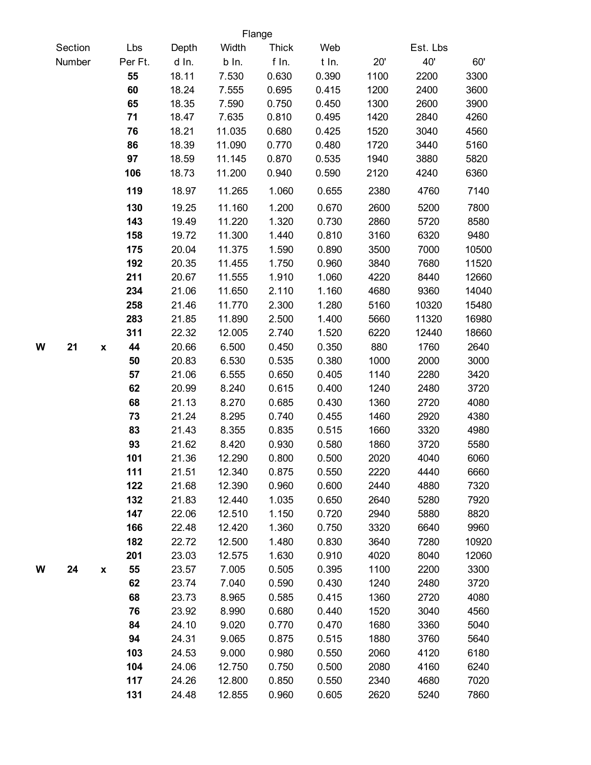| Section Number | | | Lbs Per Ft. | Depth d In. | Flange Width b In. | Flange Thick f In. | Web t In. | Est. Lbs 20' | Est. Lbs 40' | Est. Lbs 60' |
|---|---|---|---|---|---|---|---|---|---|---|
| | | | **55** | 18.11 | 7.530 | 0.630 | 0.390 | 1100 | 2200 | 3300 |
| | | | **60** | 18.24 | 7.555 | 0.695 | 0.415 | 1200 | 2400 | 3600 |
| | | | **65** | 18.35 | 7.590 | 0.750 | 0.450 | 1300 | 2600 | 3900 |
| | | | **71** | 18.47 | 7.635 | 0.810 | 0.495 | 1420 | 2840 | 4260 |
| | | | **76** | 18.21 | 11.035 | 0.680 | 0.425 | 1520 | 3040 | 4560 |
| | | | **86** | 18.39 | 11.090 | 0.770 | 0.480 | 1720 | 3440 | 5160 |
| | | | **97** | 18.59 | 11.145 | 0.870 | 0.535 | 1940 | 3880 | 5820 |
| | | | **106** | 18.73 | 11.200 | 0.940 | 0.590 | 2120 | 4240 | 6360 |
| | | | **119** | 18.97 | 11.265 | 1.060 | 0.655 | 2380 | 4760 | 7140 |
| | | | **130** | 19.25 | 11.160 | 1.200 | 0.670 | 2600 | 5200 | 7800 |
| | | | **143** | 19.49 | 11.220 | 1.320 | 0.730 | 2860 | 5720 | 8580 |
| | | | **158** | 19.72 | 11.300 | 1.440 | 0.810 | 3160 | 6320 | 9480 |
| | | | **175** | 20.04 | 11.375 | 1.590 | 0.890 | 3500 | 7000 | 10500 |
| | | | **192** | 20.35 | 11.455 | 1.750 | 0.960 | 3840 | 7680 | 11520 |
| | | | **211** | 20.67 | 11.555 | 1.910 | 1.060 | 4220 | 8440 | 12660 |
| | | | **234** | 21.06 | 11.650 | 2.110 | 1.160 | 4680 | 9360 | 14040 |
| | | | **258** | 21.46 | 11.770 | 2.300 | 1.280 | 5160 | 10320 | 15480 |
| | | | **283** | 21.85 | 11.890 | 2.500 | 1.400 | 5660 | 11320 | 16980 |
| | | | **311** | 22.32 | 12.005 | 2.740 | 1.520 | 6220 | 12440 | 18660 |
| **W** | **21** | **x** | **44** | 20.66 | 6.500 | 0.450 | 0.350 | 880 | 1760 | 2640 |
| | | | **50** | 20.83 | 6.530 | 0.535 | 0.380 | 1000 | 2000 | 3000 |
| | | | **57** | 21.06 | 6.555 | 0.650 | 0.405 | 1140 | 2280 | 3420 |
| | | | **62** | 20.99 | 8.240 | 0.615 | 0.400 | 1240 | 2480 | 3720 |
| | | | **68** | 21.13 | 8.270 | 0.685 | 0.430 | 1360 | 2720 | 4080 |
| | | | **73** | 21.24 | 8.295 | 0.740 | 0.455 | 1460 | 2920 | 4380 |
| | | | **83** | 21.43 | 8.355 | 0.835 | 0.515 | 1660 | 3320 | 4980 |
| | | | **93** | 21.62 | 8.420 | 0.930 | 0.580 | 1860 | 3720 | 5580 |
| | | | **101** | 21.36 | 12.290 | 0.800 | 0.500 | 2020 | 4040 | 6060 |
| | | | **111** | 21.51 | 12.340 | 0.875 | 0.550 | 2220 | 4440 | 6660 |
| | | | **122** | 21.68 | 12.390 | 0.960 | 0.600 | 2440 | 4880 | 7320 |
| | | | **132** | 21.83 | 12.440 | 1.035 | 0.650 | 2640 | 5280 | 7920 |
| | | | **147** | 22.06 | 12.510 | 1.150 | 0.720 | 2940 | 5880 | 8820 |
| | | | **166** | 22.48 | 12.420 | 1.360 | 0.750 | 3320 | 6640 | 9960 |
| | | | **182** | 22.72 | 12.500 | 1.480 | 0.830 | 3640 | 7280 | 10920 |
| | | | **201** | 23.03 | 12.575 | 1.630 | 0.910 | 4020 | 8040 | 12060 |
| **W** | **24** | **x** | **55** | 23.57 | 7.005 | 0.505 | 0.395 | 1100 | 2200 | 3300 |
| | | | **62** | 23.74 | 7.040 | 0.590 | 0.430 | 1240 | 2480 | 3720 |
| | | | **68** | 23.73 | 8.965 | 0.585 | 0.415 | 1360 | 2720 | 4080 |
| | | | **76** | 23.92 | 8.990 | 0.680 | 0.440 | 1520 | 3040 | 4560 |
| | | | **84** | 24.10 | 9.020 | 0.770 | 0.470 | 1680 | 3360 | 5040 |
| | | | **94** | 24.31 | 9.065 | 0.875 | 0.515 | 1880 | 3760 | 5640 |
| | | | **103** | 24.53 | 9.000 | 0.980 | 0.550 | 2060 | 4120 | 6180 |
| | | | **104** | 24.06 | 12.750 | 0.750 | 0.500 | 2080 | 4160 | 6240 |
| | | | **117** | 24.26 | 12.800 | 0.850 | 0.550 | 2340 | 4680 | 7020 |
| | | | **131** | 24.48 | 12.855 | 0.960 | 0.605 | 2620 | 5240 | 7860 |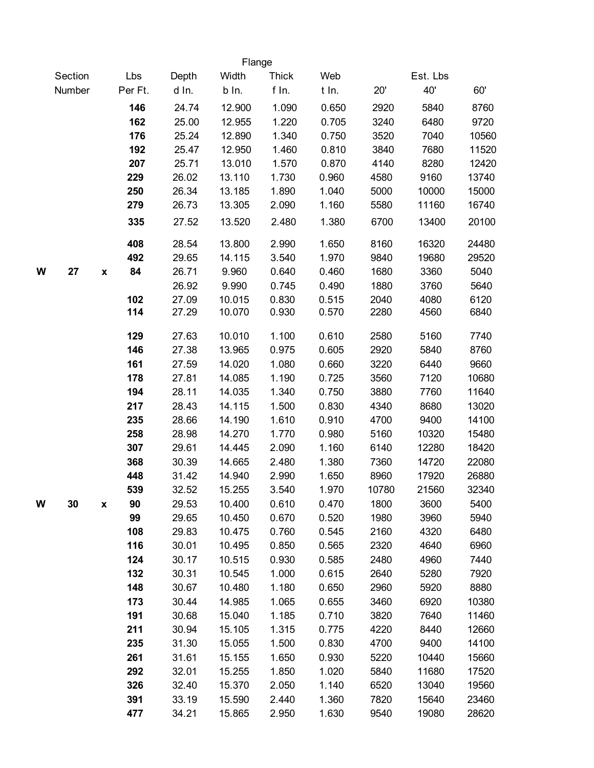| Section Number | | | Lbs Per Ft. | Depth d In. | Flange Width b In. | Flange Thick f In. | Web t In. | Est. Lbs 20' | Est. Lbs 40' | Est. Lbs 60' |
|---|---|---|---|---|---|---|---|---|---|---|
| | | | **146** | 24.74 | 12.900 | 1.090 | 0.650 | 2920 | 5840 | 8760 |
| | | | **162** | 25.00 | 12.955 | 1.220 | 0.705 | 3240 | 6480 | 9720 |
| | | | **176** | 25.24 | 12.890 | 1.340 | 0.750 | 3520 | 7040 | 10560 |
| | | | **192** | 25.47 | 12.950 | 1.460 | 0.810 | 3840 | 7680 | 11520 |
| | | | **207** | 25.71 | 13.010 | 1.570 | 0.870 | 4140 | 8280 | 12420 |
| | | | **229** | 26.02 | 13.110 | 1.730 | 0.960 | 4580 | 9160 | 13740 |
| | | | **250** | 26.34 | 13.185 | 1.890 | 1.040 | 5000 | 10000 | 15000 |
| | | | **279** | 26.73 | 13.305 | 2.090 | 1.160 | 5580 | 11160 | 16740 |
| | | | **335** | 27.52 | 13.520 | 2.480 | 1.380 | 6700 | 13400 | 20100 |
| | | | **408** | 28.54 | 13.800 | 2.990 | 1.650 | 8160 | 16320 | 24480 |
| | | | **492** | 29.65 | 14.115 | 3.540 | 1.970 | 9840 | 19680 | 29520 |
| **W** | **27** | **x** | **84** | 26.71 | 9.960 | 0.640 | 0.460 | 1680 | 3360 | 5040 |
| | | | | 26.92 | 9.990 | 0.745 | 0.490 | 1880 | 3760 | 5640 |
| | | | **102** | 27.09 | 10.015 | 0.830 | 0.515 | 2040 | 4080 | 6120 |
| | | | **114** | 27.29 | 10.070 | 0.930 | 0.570 | 2280 | 4560 | 6840 |
| | | | **129** | 27.63 | 10.010 | 1.100 | 0.610 | 2580 | 5160 | 7740 |
| | | | **146** | 27.38 | 13.965 | 0.975 | 0.605 | 2920 | 5840 | 8760 |
| | | | **161** | 27.59 | 14.020 | 1.080 | 0.660 | 3220 | 6440 | 9660 |
| | | | **178** | 27.81 | 14.085 | 1.190 | 0.725 | 3560 | 7120 | 10680 |
| | | | **194** | 28.11 | 14.035 | 1.340 | 0.750 | 3880 | 7760 | 11640 |
| | | | **217** | 28.43 | 14.115 | 1.500 | 0.830 | 4340 | 8680 | 13020 |
| | | | **235** | 28.66 | 14.190 | 1.610 | 0.910 | 4700 | 9400 | 14100 |
| | | | **258** | 28.98 | 14.270 | 1.770 | 0.980 | 5160 | 10320 | 15480 |
| | | | **307** | 29.61 | 14.445 | 2.090 | 1.160 | 6140 | 12280 | 18420 |
| | | | **368** | 30.39 | 14.665 | 2.480 | 1.380 | 7360 | 14720 | 22080 |
| | | | **448** | 31.42 | 14.940 | 2.990 | 1.650 | 8960 | 17920 | 26880 |
| | | | **539** | 32.52 | 15.255 | 3.540 | 1.970 | 10780 | 21560 | 32340 |
| **W** | **30** | **x** | **90** | 29.53 | 10.400 | 0.610 | 0.470 | 1800 | 3600 | 5400 |
| | | | **99** | 29.65 | 10.450 | 0.670 | 0.520 | 1980 | 3960 | 5940 |
| | | | **108** | 29.83 | 10.475 | 0.760 | 0.545 | 2160 | 4320 | 6480 |
| | | | **116** | 30.01 | 10.495 | 0.850 | 0.565 | 2320 | 4640 | 6960 |
| | | | **124** | 30.17 | 10.515 | 0.930 | 0.585 | 2480 | 4960 | 7440 |
| | | | **132** | 30.31 | 10.545 | 1.000 | 0.615 | 2640 | 5280 | 7920 |
| | | | **148** | 30.67 | 10.480 | 1.180 | 0.650 | 2960 | 5920 | 8880 |
| | | | **173** | 30.44 | 14.985 | 1.065 | 0.655 | 3460 | 6920 | 10380 |
| | | | **191** | 30.68 | 15.040 | 1.185 | 0.710 | 3820 | 7640 | 11460 |
| | | | **211** | 30.94 | 15.105 | 1.315 | 0.775 | 4220 | 8440 | 12660 |
| | | | **235** | 31.30 | 15.055 | 1.500 | 0.830 | 4700 | 9400 | 14100 |
| | | | **261** | 31.61 | 15.155 | 1.650 | 0.930 | 5220 | 10440 | 15660 |
| | | | **292** | 32.01 | 15.255 | 1.850 | 1.020 | 5840 | 11680 | 17520 |
| | | | **326** | 32.40 | 15.370 | 2.050 | 1.140 | 6520 | 13040 | 19560 |
| | | | **391** | 33.19 | 15.590 | 2.440 | 1.360 | 7820 | 15640 | 23460 |
| | | | **477** | 34.21 | 15.865 | 2.950 | 1.630 | 9540 | 19080 | 28620 |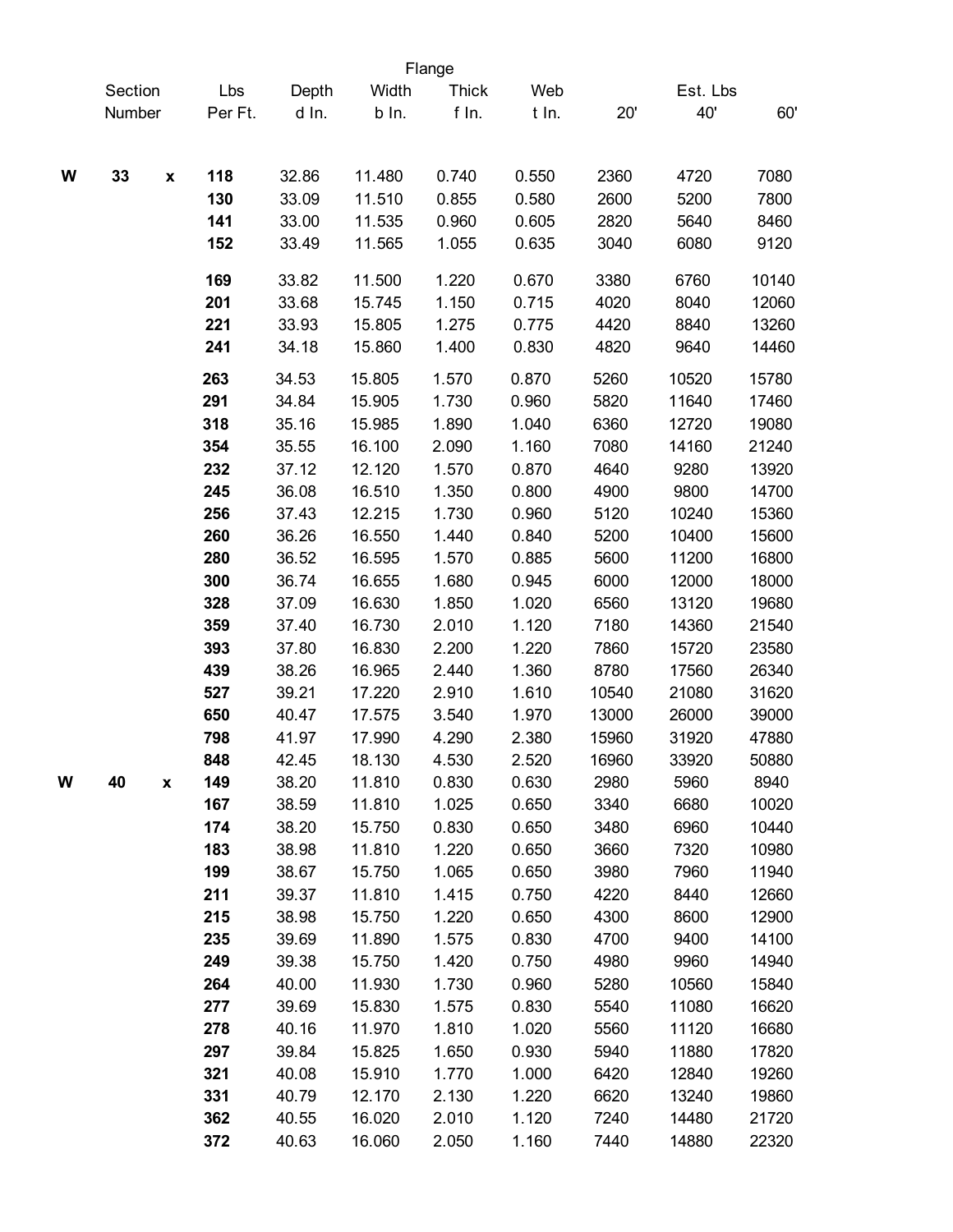| | Section Number | | Lbs Per Ft. | Depth d In. | Flange Width b In. | Flange Thick f In. | Web t In. | Est. Lbs 20' | Est. Lbs 40' | Est. Lbs 60' |
|---|---|---|---|---|---|---|---|---|---|---|
| **W** | **33** | **x** | **118** | 32.86 | 11.480 | 0.740 | 0.550 | 2360 | 4720 | 7080 |
| | | | **130** | 33.09 | 11.510 | 0.855 | 0.580 | 2600 | 5200 | 7800 |
| | | | **141** | 33.00 | 11.535 | 0.960 | 0.605 | 2820 | 5640 | 8460 |
| | | | **152** | 33.49 | 11.565 | 1.055 | 0.635 | 3040 | 6080 | 9120 |
| | | | **169** | 33.82 | 11.500 | 1.220 | 0.670 | 3380 | 6760 | 10140 |
| | | | **201** | 33.68 | 15.745 | 1.150 | 0.715 | 4020 | 8040 | 12060 |
| | | | **221** | 33.93 | 15.805 | 1.275 | 0.775 | 4420 | 8840 | 13260 |
| | | | **241** | 34.18 | 15.860 | 1.400 | 0.830 | 4820 | 9640 | 14460 |
| | | | **263** | 34.53 | 15.805 | 1.570 | 0.870 | 5260 | 10520 | 15780 |
| | | | **291** | 34.84 | 15.905 | 1.730 | 0.960 | 5820 | 11640 | 17460 |
| | | | **318** | 35.16 | 15.985 | 1.890 | 1.040 | 6360 | 12720 | 19080 |
| | | | **354** | 35.55 | 16.100 | 2.090 | 1.160 | 7080 | 14160 | 21240 |
| | | | **232** | 37.12 | 12.120 | 1.570 | 0.870 | 4640 | 9280 | 13920 |
| | | | **245** | 36.08 | 16.510 | 1.350 | 0.800 | 4900 | 9800 | 14700 |
| | | | **256** | 37.43 | 12.215 | 1.730 | 0.960 | 5120 | 10240 | 15360 |
| | | | **260** | 36.26 | 16.550 | 1.440 | 0.840 | 5200 | 10400 | 15600 |
| | | | **280** | 36.52 | 16.595 | 1.570 | 0.885 | 5600 | 11200 | 16800 |
| | | | **300** | 36.74 | 16.655 | 1.680 | 0.945 | 6000 | 12000 | 18000 |
| | | | **328** | 37.09 | 16.630 | 1.850 | 1.020 | 6560 | 13120 | 19680 |
| | | | **359** | 37.40 | 16.730 | 2.010 | 1.120 | 7180 | 14360 | 21540 |
| | | | **393** | 37.80 | 16.830 | 2.200 | 1.220 | 7860 | 15720 | 23580 |
| | | | **439** | 38.26 | 16.965 | 2.440 | 1.360 | 8780 | 17560 | 26340 |
| | | | **527** | 39.21 | 17.220 | 2.910 | 1.610 | 10540 | 21080 | 31620 |
| | | | **650** | 40.47 | 17.575 | 3.540 | 1.970 | 13000 | 26000 | 39000 |
| | | | **798** | 41.97 | 17.990 | 4.290 | 2.380 | 15960 | 31920 | 47880 |
| | | | **848** | 42.45 | 18.130 | 4.530 | 2.520 | 16960 | 33920 | 50880 |
| **W** | **40** | **x** | **149** | 38.20 | 11.810 | 0.830 | 0.630 | 2980 | 5960 | 8940 |
| | | | **167** | 38.59 | 11.810 | 1.025 | 0.650 | 3340 | 6680 | 10020 |
| | | | **174** | 38.20 | 15.750 | 0.830 | 0.650 | 3480 | 6960 | 10440 |
| | | | **183** | 38.98 | 11.810 | 1.220 | 0.650 | 3660 | 7320 | 10980 |
| | | | **199** | 38.67 | 15.750 | 1.065 | 0.650 | 3980 | 7960 | 11940 |
| | | | **211** | 39.37 | 11.810 | 1.415 | 0.750 | 4220 | 8440 | 12660 |
| | | | **215** | 38.98 | 15.750 | 1.220 | 0.650 | 4300 | 8600 | 12900 |
| | | | **235** | 39.69 | 11.890 | 1.575 | 0.830 | 4700 | 9400 | 14100 |
| | | | **249** | 39.38 | 15.750 | 1.420 | 0.750 | 4980 | 9960 | 14940 |
| | | | **264** | 40.00 | 11.930 | 1.730 | 0.960 | 5280 | 10560 | 15840 |
| | | | **277** | 39.69 | 15.830 | 1.575 | 0.830 | 5540 | 11080 | 16620 |
| | | | **278** | 40.16 | 11.970 | 1.810 | 1.020 | 5560 | 11120 | 16680 |
| | | | **297** | 39.84 | 15.825 | 1.650 | 0.930 | 5940 | 11880 | 17820 |
| | | | **321** | 40.08 | 15.910 | 1.770 | 1.000 | 6420 | 12840 | 19260 |
| | | | **331** | 40.79 | 12.170 | 2.130 | 1.220 | 6620 | 13240 | 19860 |
| | | | **362** | 40.55 | 16.020 | 2.010 | 1.120 | 7240 | 14480 | 21720 |
| | | | **372** | 40.63 | 16.060 | 2.050 | 1.160 | 7440 | 14880 | 22320 |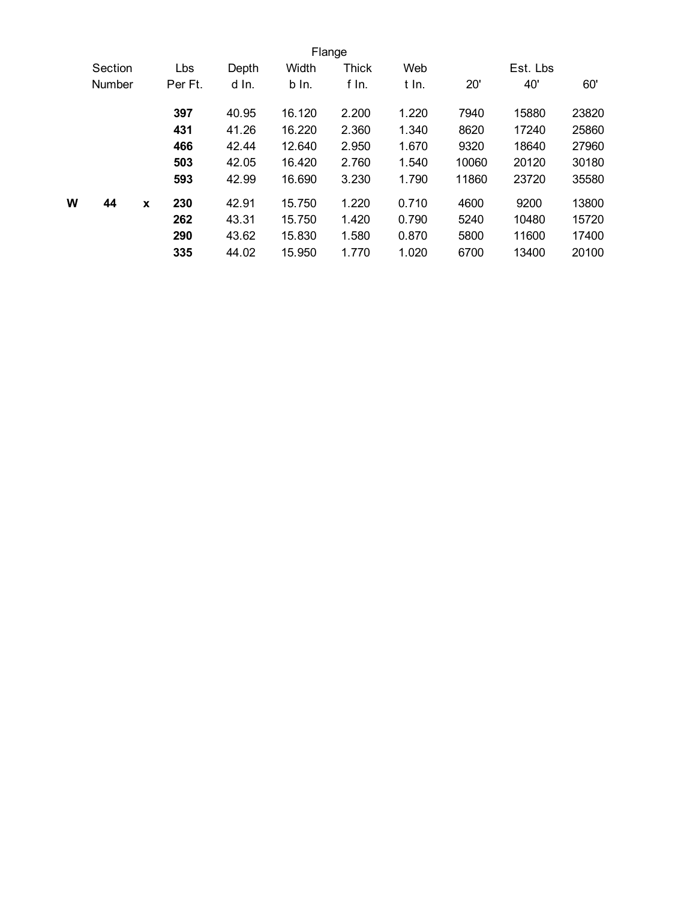| Section Number | | | Lbs Per Ft. | Depth d In. | Flange Width b In. | Flange Thick f In. | Web t In. | Est. Lbs 20' | Est. Lbs 40' | Est. Lbs 60' |
|---|---|---|---|---|---|---|---|---|---|---|
| | | | **397** | 40.95 | 16.120 | 2.200 | 1.220 | 7940 | 15880 | 23820 |
| | | | **431** | 41.26 | 16.220 | 2.360 | 1.340 | 8620 | 17240 | 25860 |
| | | | **466** | 42.44 | 12.640 | 2.950 | 1.670 | 9320 | 18640 | 27960 |
| | | | **503** | 42.05 | 16.420 | 2.760 | 1.540 | 10060 | 20120 | 30180 |
| | | | **593** | 42.99 | 16.690 | 3.230 | 1.790 | 11860 | 23720 | 35580 |
| **W** | **44** | **x** | **230** | 42.91 | 15.750 | 1.220 | 0.710 | 4600 | 9200 | 13800 |
| | | | **262** | 43.31 | 15.750 | 1.420 | 0.790 | 5240 | 10480 | 15720 |
| | | | **290** | 43.62 | 15.830 | 1.580 | 0.870 | 5800 | 11600 | 17400 |
| | | | **335** | 44.02 | 15.950 | 1.770 | 1.020 | 6700 | 13400 | 20100 |